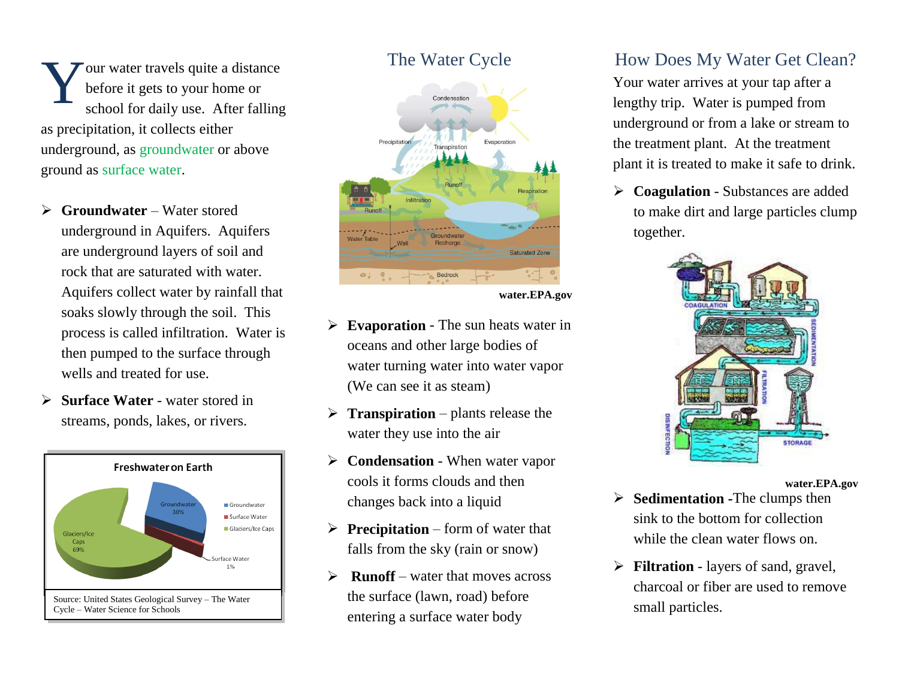Your water travels quite a distance before it gets to your home or school for daily use. After falling as precipitation, it collects either underground, as groundwater or above ground as surface water.

- **Groundwater** – Water stored underground in Aquifers. Aquifers are underground layers of soil and rock that are saturated with water. Aquifers collect water by rainfall that soaks slowly through the soil. This process is called infiltration. Water is then pumped to the surface through wells and treated for use.
- **Surface Water** - water stored in streams, ponds, lakes, or rivers.

**Freshwater on Earth**

| Type | Percentage |
| --- | --- |
| Groundwater | 30% |
| Surface Water | 1% |
| Glaciers/Ice Caps | 69% |

Source: United States Geological Survey – The Water Cycle – Water Science for Schools

## The Water Cycle

**water.EPA.gov**

- **Evaporation** - The sun heats water in oceans and other large bodies of water turning water into water vapor (We can see it as steam)
- **Transpiration** – plants release the water they use into the air
- **Condensation** - When water vapor cools it forms clouds and then changes back into a liquid
- **Precipitation** – form of water that falls from the sky (rain or snow)
- **Runoff** – water that moves across the surface (lawn, road) before entering a surface water body

## How Does My Water Get Clean?

Your water arrives at your tap after a lengthy trip. Water is pumped from underground or from a lake or stream to the treatment plant. At the treatment plant it is treated to make it safe to drink.

- **Coagulation** - Substances are added to make dirt and large particles clump together.

**water.EPA.gov**

- **Sedimentation** -The clumps then sink to the bottom for collection while the clean water flows on.
- **Filtration** - layers of sand, gravel, charcoal or fiber are used to remove small particles.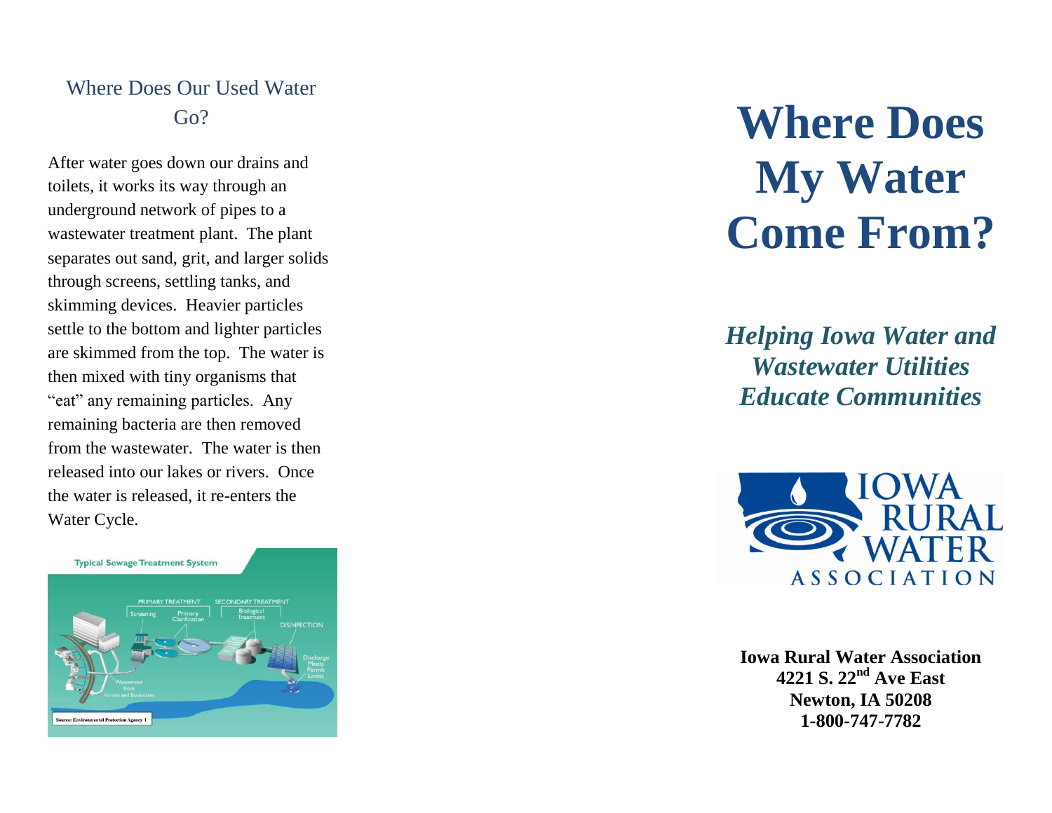## Where Does Our Used Water Go?

After water goes down our drains and toilets, it works its way through an underground network of pipes to a wastewater treatment plant. The plant separates out sand, grit, and larger solids through screens, settling tanks, and skimming devices. Heavier particles settle to the bottom and lighter particles are skimmed from the top. The water is then mixed with tiny organisms that "eat" any remaining particles. Any remaining bacteria are then removed from the wastewater. The water is then released into our lakes or rivers. Once the water is released, it re-enters the Water Cycle.

Typical Sewage Treatment System

PRIMARY TREATMENT

SECONDARY TREATMENT

Screening

Primary Clarification

Biological Treatment

DISINFECTION

Discharge Meets Permit Limits

Wastewater from Homes and Businesses

Source: Environmental Protection Agency 1

# Where Does My Water Come From?

***Helping Iowa Water and Wastewater Utilities Educate Communities***

IOWA RURAL WATER ASSOCIATION

**Iowa Rural Water Association**
**4221 S. 22nd Ave East**
**Newton, IA 50208**
**1-800-747-7782**